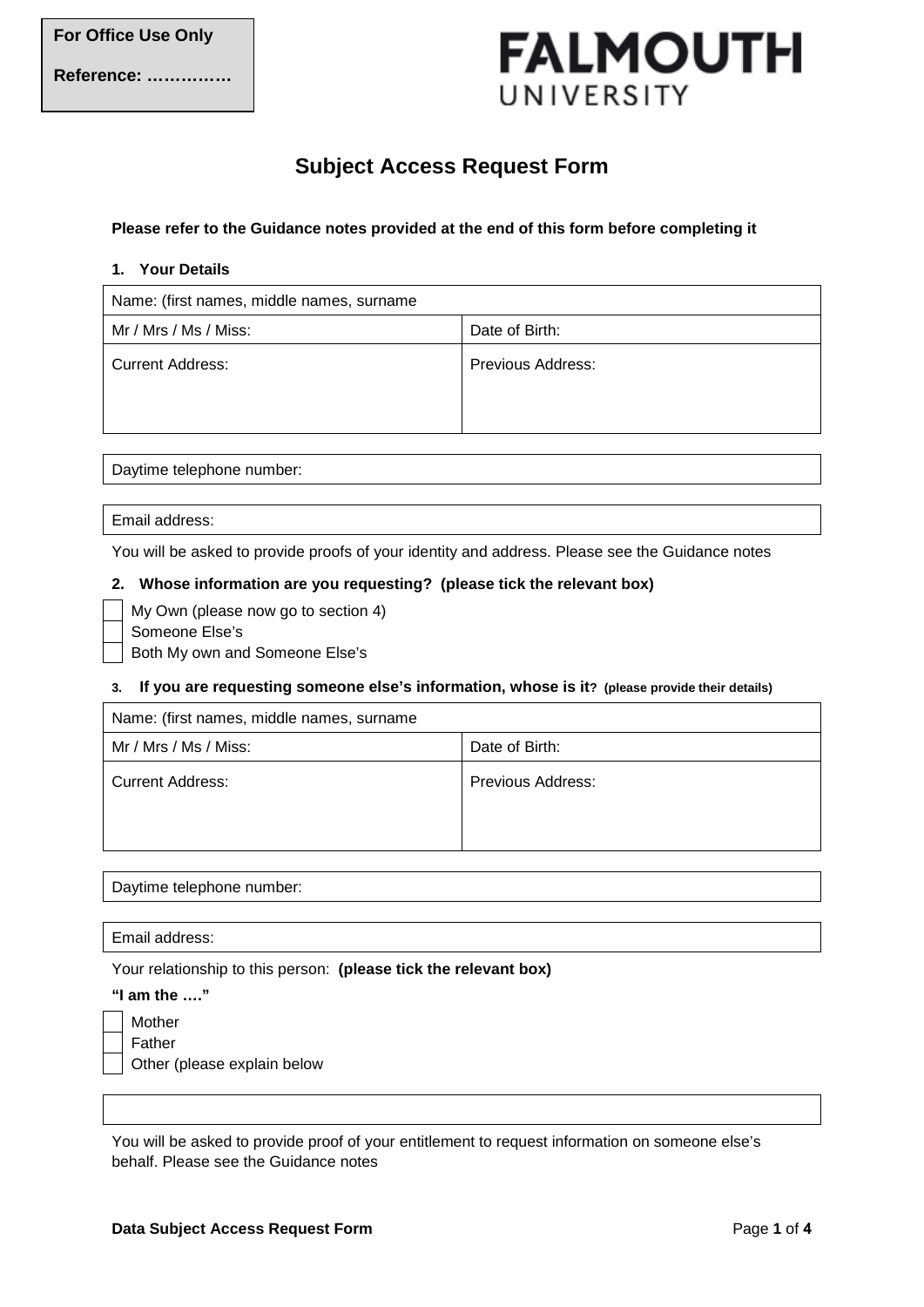| For Office Use Only |
|---|
| Reference: …………… |

FALMOUTH UNIVERSITY

# Subject Access Request Form

**Please refer to the Guidance notes provided at the end of this form before completing it**

**1. Your Details**

| Name: (first names, middle names, surname | |
|---|---|
| Mr / Mrs / Ms / Miss: | Date of Birth: |
| Current Address: | Previous Address: |

| Daytime telephone number: |
|---|

| Email address: |
|---|

You will be asked to provide proofs of your identity and address. Please see the Guidance notes

**2. Whose information are you requesting? (please tick the relevant box)**

- ☐ My Own (please now go to section 4)
- ☐ Someone Else's
- ☐ Both My own and Someone Else's

**3. If you are requesting someone else's information, whose is it? (please provide their details)**

| Name: (first names, middle names, surname | |
|---|---|
| Mr / Mrs / Ms / Miss: | Date of Birth: |
| Current Address: | Previous Address: |

| Daytime telephone number: |
|---|

| Email address: |
|---|

Your relationship to this person: **(please tick the relevant box)**

**"I am the …."**

- ☐ Mother
- ☐ Father
- ☐ Other (please explain below

| |
|---|

You will be asked to provide proof of your entitlement to request information on someone else's behalf. Please see the Guidance notes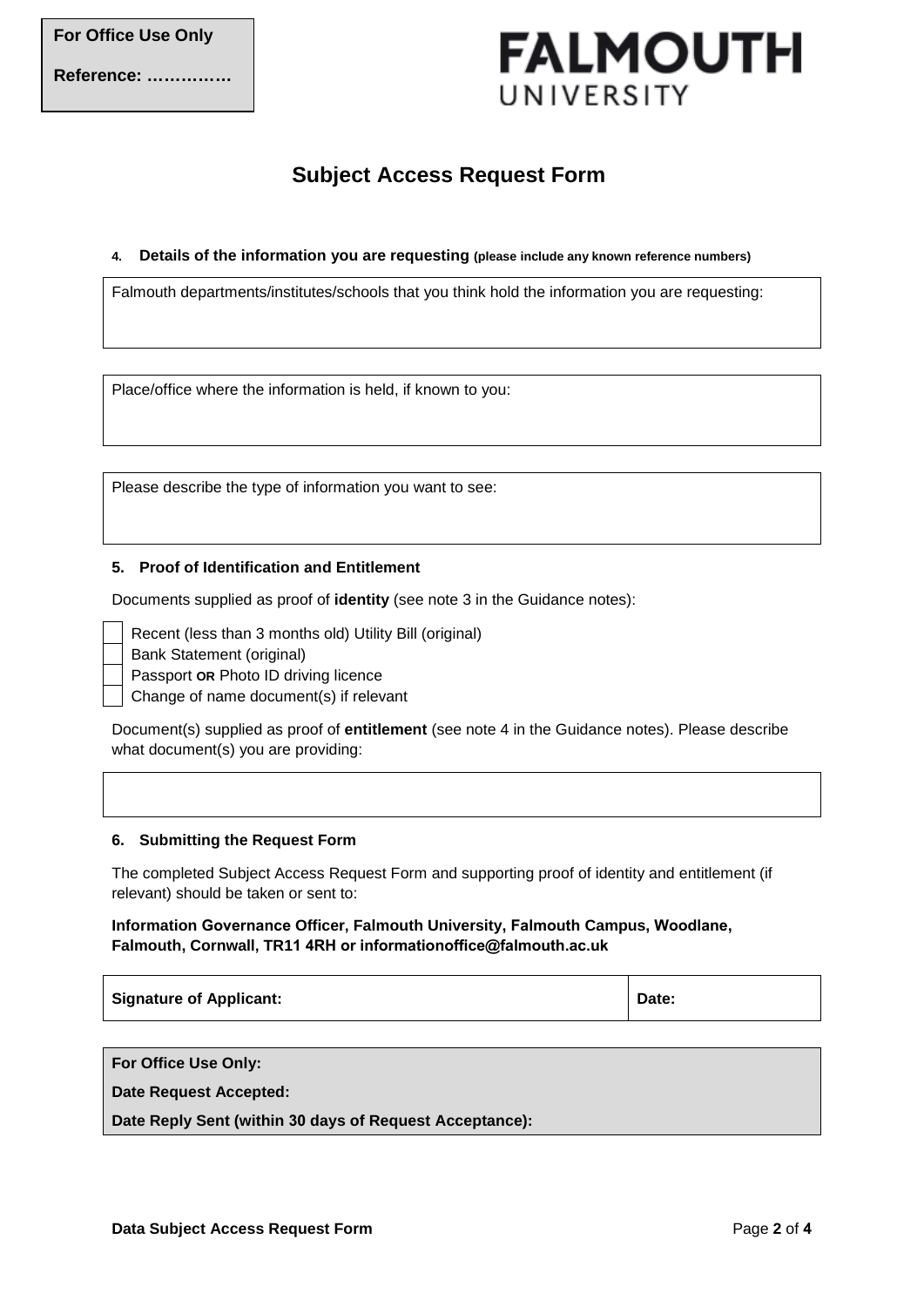**For Office Use Only**

**Reference: ……………**

FALMOUTH UNIVERSITY

# Subject Access Request Form

**4. Details of the information you are requesting** (please include any known reference numbers)

Falmouth departments/institutes/schools that you think hold the information you are requesting:

Place/office where the information is held, if known to you:

Please describe the type of information you want to see:

**5. Proof of Identification and Entitlement**

Documents supplied as proof of **identity** (see note 3 in the Guidance notes):

- ☐ Recent (less than 3 months old) Utility Bill (original)
- ☐ Bank Statement (original)
- ☐ Passport **OR** Photo ID driving licence
- ☐ Change of name document(s) if relevant

Document(s) supplied as proof of **entitlement** (see note 4 in the Guidance notes). Please describe what document(s) you are providing:

**6. Submitting the Request Form**

The completed Subject Access Request Form and supporting proof of identity and entitlement (if relevant) should be taken or sent to:

**Information Governance Officer, Falmouth University, Falmouth Campus, Woodlane, Falmouth, Cornwall, TR11 4RH or informationoffice@falmouth.ac.uk**

| **Signature of Applicant:** | **Date:** |
|---|---|

**For Office Use Only:**

**Date Request Accepted:**

**Date Reply Sent (within 30 days of Request Acceptance):**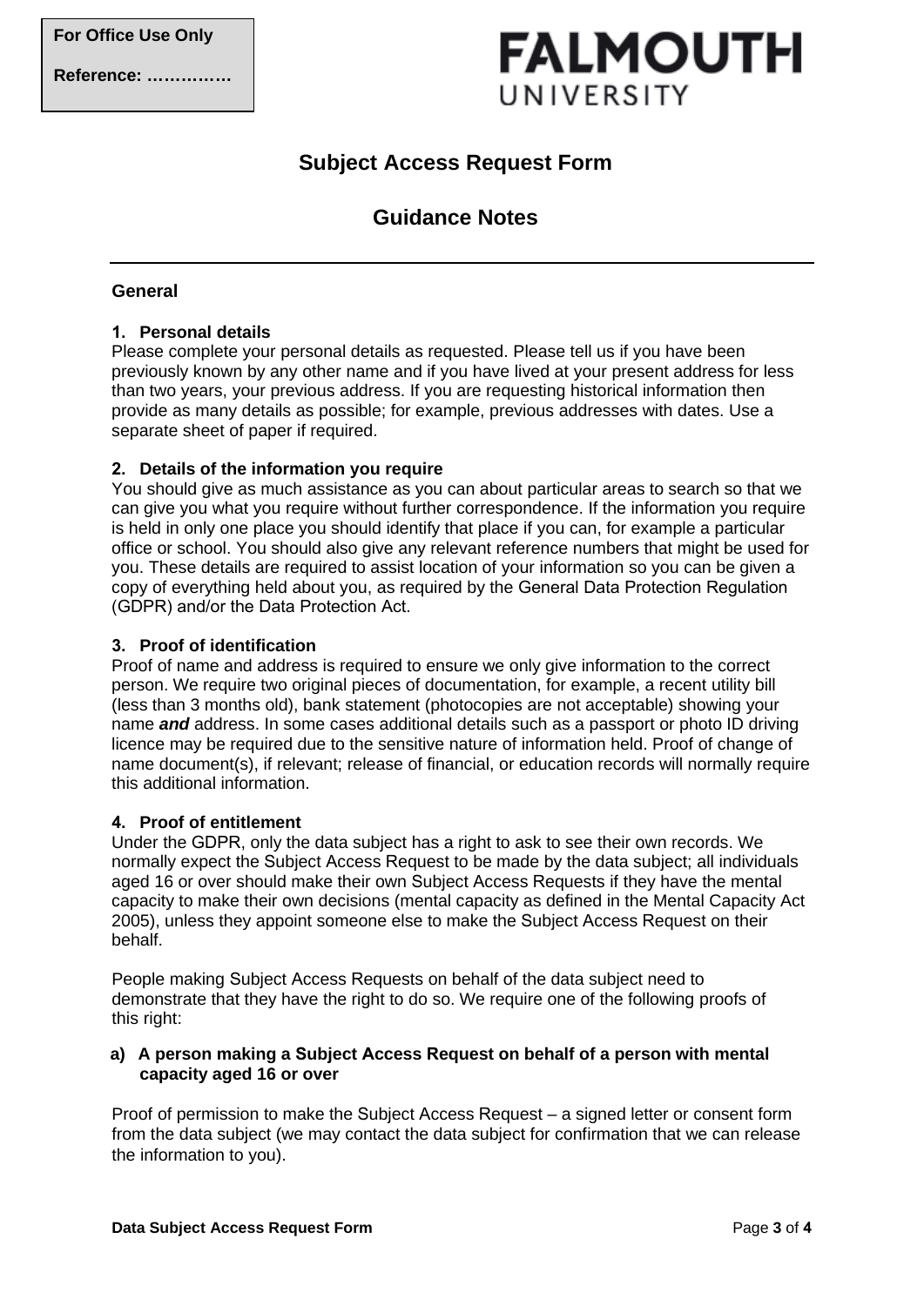For Office Use Only

Reference: ……………

FALMOUTH UNIVERSITY

# Subject Access Request Form

## Guidance Notes

---

### General

**1. Personal details**

Please complete your personal details as requested. Please tell us if you have been previously known by any other name and if you have lived at your present address for less than two years, your previous address. If you are requesting historical information then provide as many details as possible; for example, previous addresses with dates. Use a separate sheet of paper if required.

**2. Details of the information you require**

You should give as much assistance as you can about particular areas to search so that we can give you what you require without further correspondence. If the information you require is held in only one place you should identify that place if you can, for example a particular office or school. You should also give any relevant reference numbers that might be used for you. These details are required to assist location of your information so you can be given a copy of everything held about you, as required by the General Data Protection Regulation (GDPR) and/or the Data Protection Act.

**3. Proof of identification**

Proof of name and address is required to ensure we only give information to the correct person. We require two original pieces of documentation, for example, a recent utility bill (less than 3 months old), bank statement (photocopies are not acceptable) showing your name ***and*** address. In some cases additional details such as a passport or photo ID driving licence may be required due to the sensitive nature of information held. Proof of change of name document(s), if relevant; release of financial, or education records will normally require this additional information.

**4. Proof of entitlement**

Under the GDPR, only the data subject has a right to ask to see their own records. We normally expect the Subject Access Request to be made by the data subject; all individuals aged 16 or over should make their own Subject Access Requests if they have the mental capacity to make their own decisions (mental capacity as defined in the Mental Capacity Act 2005), unless they appoint someone else to make the Subject Access Request on their behalf.

People making Subject Access Requests on behalf of the data subject need to demonstrate that they have the right to do so. We require one of the following proofs of this right:

**a) A person making a Subject Access Request on behalf of a person with mental capacity aged 16 or over**

Proof of permission to make the Subject Access Request – a signed letter or consent form from the data subject (we may contact the data subject for confirmation that we can release the information to you).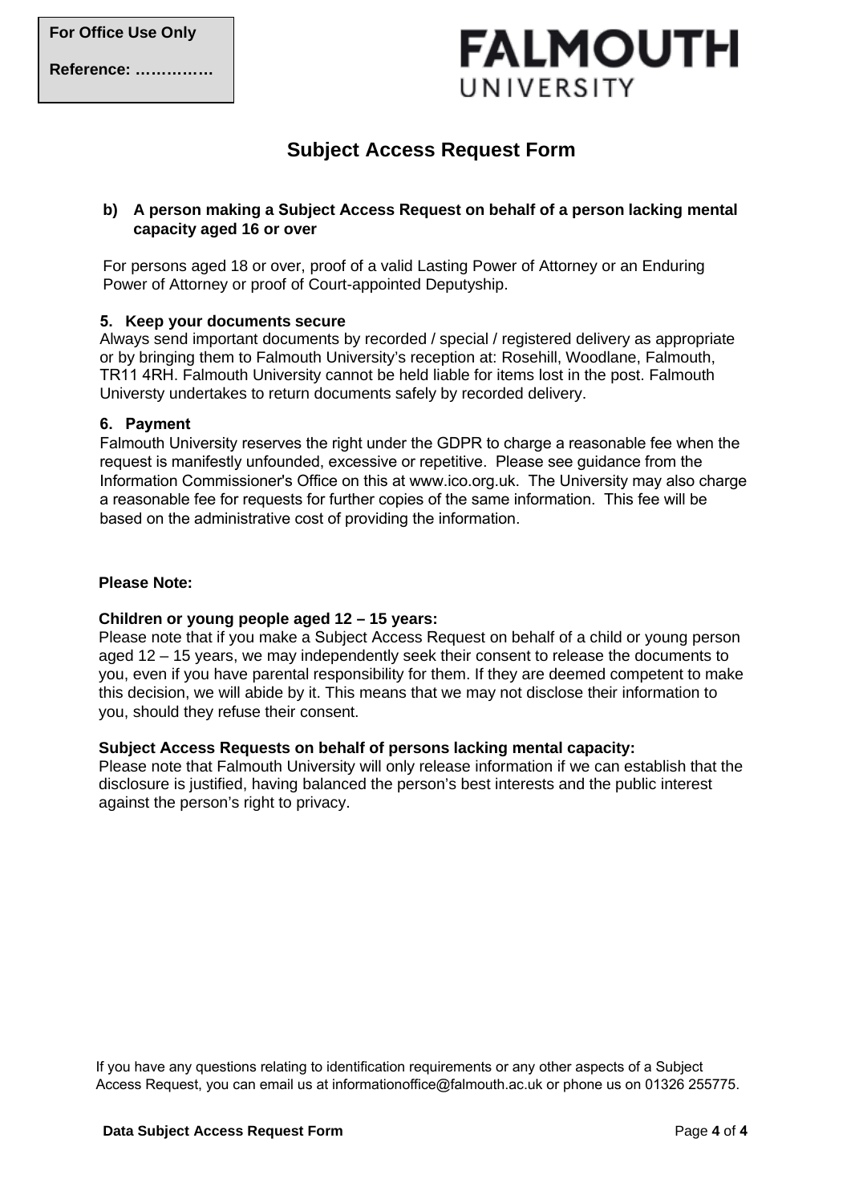**For Office Use Only**

**Reference: ……………**

FALMOUTH UNIVERSITY

# Subject Access Request Form

**b) A person making a Subject Access Request on behalf of a person lacking mental capacity aged 16 or over**

For persons aged 18 or over, proof of a valid Lasting Power of Attorney or an Enduring Power of Attorney or proof of Court-appointed Deputyship.

**5. Keep your documents secure**

Always send important documents by recorded / special / registered delivery as appropriate or by bringing them to Falmouth University's reception at: Rosehill, Woodlane, Falmouth, TR11 4RH. Falmouth University cannot be held liable for items lost in the post. Falmouth Universty undertakes to return documents safely by recorded delivery.

**6. Payment**

Falmouth University reserves the right under the GDPR to charge a reasonable fee when the request is manifestly unfounded, excessive or repetitive. Please see guidance from the Information Commissioner's Office on this at www.ico.org.uk. The University may also charge a reasonable fee for requests for further copies of the same information. This fee will be based on the administrative cost of providing the information.

**Please Note:**

**Children or young people aged 12 – 15 years:**

Please note that if you make a Subject Access Request on behalf of a child or young person aged 12 – 15 years, we may independently seek their consent to release the documents to you, even if you have parental responsibility for them. If they are deemed competent to make this decision, we will abide by it. This means that we may not disclose their information to you, should they refuse their consent.

**Subject Access Requests on behalf of persons lacking mental capacity:**

Please note that Falmouth University will only release information if we can establish that the disclosure is justified, having balanced the person's best interests and the public interest against the person's right to privacy.

If you have any questions relating to identification requirements or any other aspects of a Subject Access Request, you can email us at informationoffice@falmouth.ac.uk or phone us on 01326 255775.